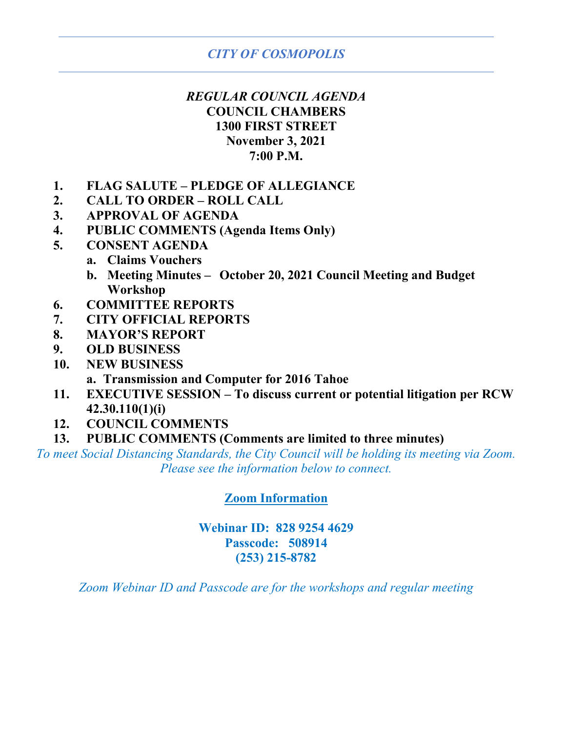*CITY OF COSMOPOLIS*

---

***REGULAR COUNCIL AGENDA***
**COUNCIL CHAMBERS**
**1300 FIRST STREET**
**November 3, 2021**
**7:00 P.M.**

1. **FLAG SALUTE – PLEDGE OF ALLEGIANCE**
2. **CALL TO ORDER – ROLL CALL**
3. **APPROVAL OF AGENDA**
4. **PUBLIC COMMENTS (Agenda Items Only)**
5. **CONSENT AGENDA**
   a. **Claims Vouchers**
   b. **Meeting Minutes – October 20, 2021 Council Meeting and Budget Workshop**
6. **COMMITTEE REPORTS**
7. **CITY OFFICIAL REPORTS**
8. **MAYOR'S REPORT**
9. **OLD BUSINESS**
10. **NEW BUSINESS**
    a. **Transmission and Computer for 2016 Tahoe**
11. **EXECUTIVE SESSION – To discuss current or potential litigation per RCW 42.30.110(1)(i)**
12. **COUNCIL COMMENTS**
13. **PUBLIC COMMENTS (Comments are limited to three minutes)**

*To meet Social Distancing Standards, the City Council will be holding its meeting via Zoom. Please see the information below to connect.*

**Zoom Information**

**Webinar ID: 828 9254 4629**
**Passcode: 508914**
**(253) 215-8782**

*Zoom Webinar ID and Passcode are for the workshops and regular meeting*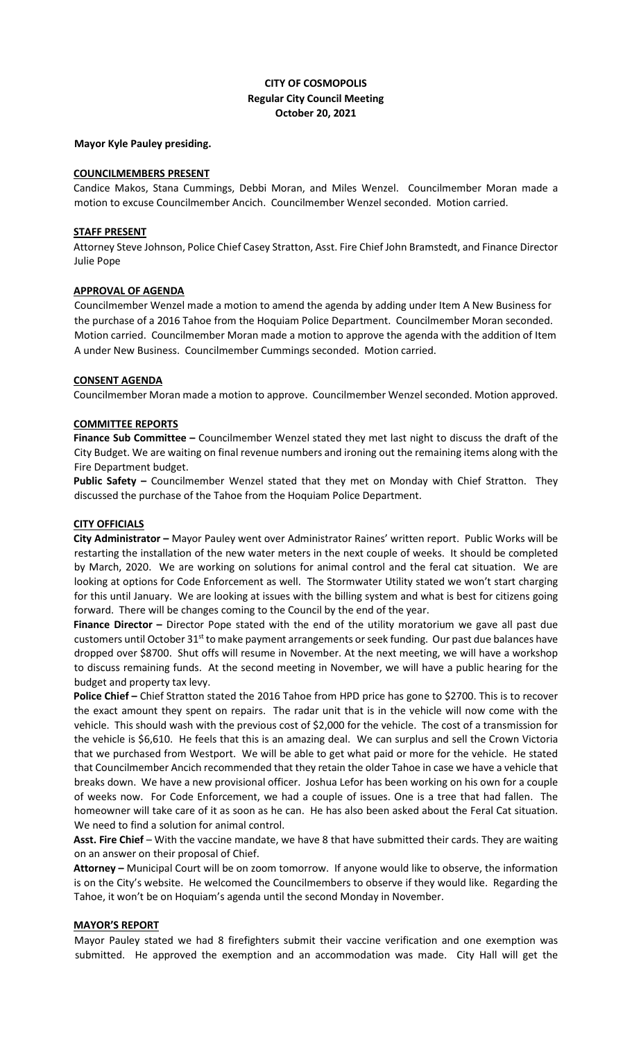# CITY OF COSMOPOLIS
## Regular City Council Meeting
### October 20, 2021

**Mayor Kyle Pauley presiding.**

**COUNCILMEMBERS PRESENT**

Candice Makos, Stana Cummings, Debbi Moran, and Miles Wenzel. Councilmember Moran made a motion to excuse Councilmember Ancich. Councilmember Wenzel seconded. Motion carried.

**STAFF PRESENT**

Attorney Steve Johnson, Police Chief Casey Stratton, Asst. Fire Chief John Bramstedt, and Finance Director Julie Pope

**APPROVAL OF AGENDA**

Councilmember Wenzel made a motion to amend the agenda by adding under Item A New Business for the purchase of a 2016 Tahoe from the Hoquiam Police Department. Councilmember Moran seconded. Motion carried. Councilmember Moran made a motion to approve the agenda with the addition of Item A under New Business. Councilmember Cummings seconded. Motion carried.

**CONSENT AGENDA**

Councilmember Moran made a motion to approve. Councilmember Wenzel seconded. Motion approved.

**COMMITTEE REPORTS**

**Finance Sub Committee –** Councilmember Wenzel stated they met last night to discuss the draft of the City Budget. We are waiting on final revenue numbers and ironing out the remaining items along with the Fire Department budget.

**Public Safety –** Councilmember Wenzel stated that they met on Monday with Chief Stratton. They discussed the purchase of the Tahoe from the Hoquiam Police Department.

**CITY OFFICIALS**

**City Administrator –** Mayor Pauley went over Administrator Raines' written report. Public Works will be restarting the installation of the new water meters in the next couple of weeks. It should be completed by March, 2020. We are working on solutions for animal control and the feral cat situation. We are looking at options for Code Enforcement as well. The Stormwater Utility stated we won't start charging for this until January. We are looking at issues with the billing system and what is best for citizens going forward. There will be changes coming to the Council by the end of the year.

**Finance Director –** Director Pope stated with the end of the utility moratorium we gave all past due customers until October 31st to make payment arrangements or seek funding. Our past due balances have dropped over $8700. Shut offs will resume in November. At the next meeting, we will have a workshop to discuss remaining funds. At the second meeting in November, we will have a public hearing for the budget and property tax levy.

**Police Chief –** Chief Stratton stated the 2016 Tahoe from HPD price has gone to $2700. This is to recover the exact amount they spent on repairs. The radar unit that is in the vehicle will now come with the vehicle. This should wash with the previous cost of $2,000 for the vehicle. The cost of a transmission for the vehicle is $6,610. He feels that this is an amazing deal. We can surplus and sell the Crown Victoria that we purchased from Westport. We will be able to get what paid or more for the vehicle. He stated that Councilmember Ancich recommended that they retain the older Tahoe in case we have a vehicle that breaks down. We have a new provisional officer. Joshua Lefor has been working on his own for a couple of weeks now. For Code Enforcement, we had a couple of issues. One is a tree that had fallen. The homeowner will take care of it as soon as he can. He has also been asked about the Feral Cat situation. We need to find a solution for animal control.

**Asst. Fire Chief** – With the vaccine mandate, we have 8 that have submitted their cards. They are waiting on an answer on their proposal of Chief.

**Attorney –** Municipal Court will be on zoom tomorrow. If anyone would like to observe, the information is on the City's website. He welcomed the Councilmembers to observe if they would like. Regarding the Tahoe, it won't be on Hoquiam's agenda until the second Monday in November.

**MAYOR'S REPORT**

Mayor Pauley stated we had 8 firefighters submit their vaccine verification and one exemption was submitted. He approved the exemption and an accommodation was made. City Hall will get the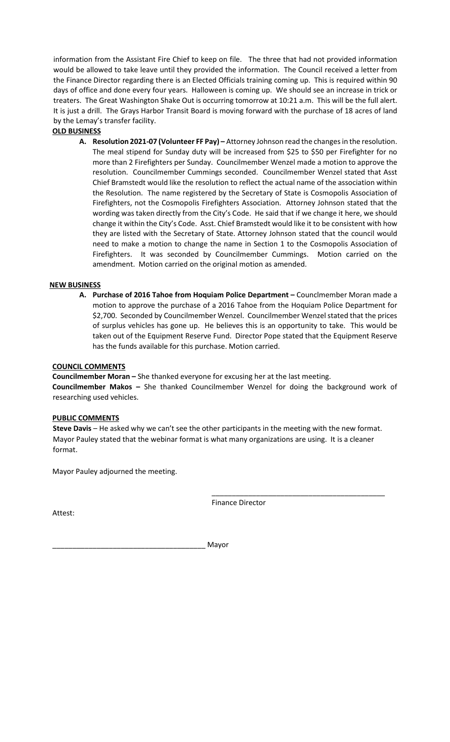information from the Assistant Fire Chief to keep on file. The three that had not provided information would be allowed to take leave until they provided the information. The Council received a letter from the Finance Director regarding there is an Elected Officials training coming up. This is required within 90 days of office and done every four years. Halloween is coming up. We should see an increase in trick or treaters. The Great Washington Shake Out is occurring tomorrow at 10:21 a.m. This will be the full alert. It is just a drill. The Grays Harbor Transit Board is moving forward with the purchase of 18 acres of land by the Lemay's transfer facility.

**OLD BUSINESS**

A. **Resolution 2021-07 (Volunteer FF Pay) –** Attorney Johnson read the changes in the resolution. The meal stipend for Sunday duty will be increased from $25 to $50 per Firefighter for no more than 2 Firefighters per Sunday. Councilmember Wenzel made a motion to approve the resolution. Councilmember Cummings seconded. Councilmember Wenzel stated that Asst Chief Bramstedt would like the resolution to reflect the actual name of the association within the Resolution. The name registered by the Secretary of State is Cosmopolis Association of Firefighters, not the Cosmopolis Firefighters Association. Attorney Johnson stated that the wording was taken directly from the City's Code. He said that if we change it here, we should change it within the City's Code. Asst. Chief Bramstedt would like it to be consistent with how they are listed with the Secretary of State. Attorney Johnson stated that the council would need to make a motion to change the name in Section 1 to the Cosmopolis Association of Firefighters. It was seconded by Councilmember Cummings. Motion carried on the amendment. Motion carried on the original motion as amended.

**NEW BUSINESS**

A. **Purchase of 2016 Tahoe from Hoquiam Police Department –** Counclmember Moran made a motion to approve the purchase of a 2016 Tahoe from the Hoquiam Police Department for $2,700. Seconded by Councilmember Wenzel. Councilmember Wenzel stated that the prices of surplus vehicles has gone up. He believes this is an opportunity to take. This would be taken out of the Equipment Reserve Fund. Director Pope stated that the Equipment Reserve has the funds available for this purchase. Motion carried.

**COUNCIL COMMENTS**

**Councilmember Moran –** She thanked everyone for excusing her at the last meeting.

**Councilmember Makos –** She thanked Councilmember Wenzel for doing the background work of researching used vehicles.

**PUBLIC COMMENTS**

**Steve Davis** – He asked why we can't see the other participants in the meeting with the new format. Mayor Pauley stated that the webinar format is what many organizations are using. It is a cleaner format.

Mayor Pauley adjourned the meeting.

_____________________________________________
Finance Director

Attest:

______________________________________ Mayor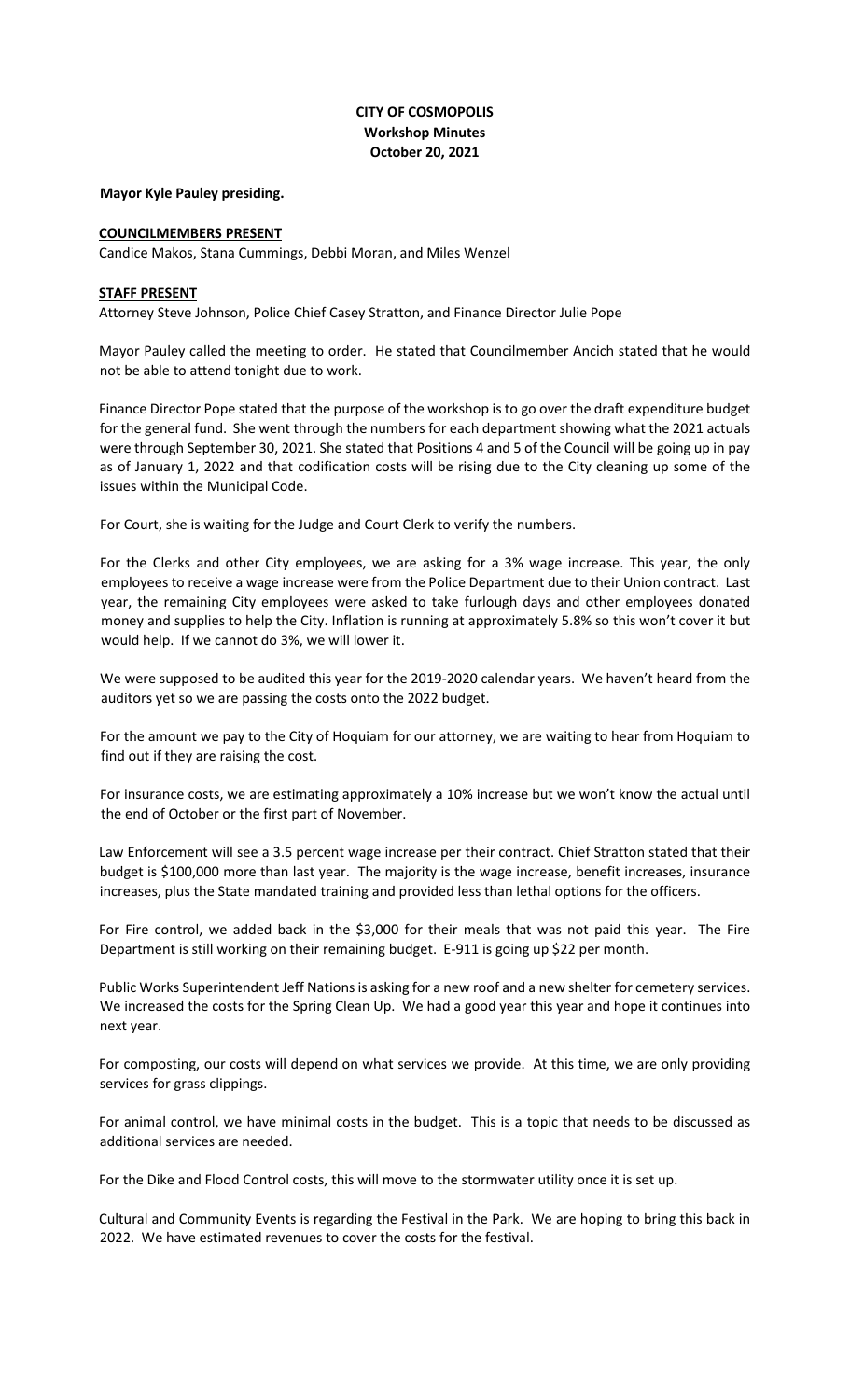# CITY OF COSMOPOLIS
## Workshop Minutes
## October 20, 2021

**Mayor Kyle Pauley presiding.**

**COUNCILMEMBERS PRESENT**

Candice Makos, Stana Cummings, Debbi Moran, and Miles Wenzel

**STAFF PRESENT**

Attorney Steve Johnson, Police Chief Casey Stratton, and Finance Director Julie Pope

Mayor Pauley called the meeting to order. He stated that Councilmember Ancich stated that he would not be able to attend tonight due to work.

Finance Director Pope stated that the purpose of the workshop is to go over the draft expenditure budget for the general fund. She went through the numbers for each department showing what the 2021 actuals were through September 30, 2021. She stated that Positions 4 and 5 of the Council will be going up in pay as of January 1, 2022 and that codification costs will be rising due to the City cleaning up some of the issues within the Municipal Code.

For Court, she is waiting for the Judge and Court Clerk to verify the numbers.

For the Clerks and other City employees, we are asking for a 3% wage increase. This year, the only employees to receive a wage increase were from the Police Department due to their Union contract. Last year, the remaining City employees were asked to take furlough days and other employees donated money and supplies to help the City. Inflation is running at approximately 5.8% so this won't cover it but would help. If we cannot do 3%, we will lower it.

We were supposed to be audited this year for the 2019-2020 calendar years. We haven't heard from the auditors yet so we are passing the costs onto the 2022 budget.

For the amount we pay to the City of Hoquiam for our attorney, we are waiting to hear from Hoquiam to find out if they are raising the cost.

For insurance costs, we are estimating approximately a 10% increase but we won't know the actual until the end of October or the first part of November.

Law Enforcement will see a 3.5 percent wage increase per their contract. Chief Stratton stated that their budget is $100,000 more than last year. The majority is the wage increase, benefit increases, insurance increases, plus the State mandated training and provided less than lethal options for the officers.

For Fire control, we added back in the $3,000 for their meals that was not paid this year. The Fire Department is still working on their remaining budget. E-911 is going up $22 per month.

Public Works Superintendent Jeff Nations is asking for a new roof and a new shelter for cemetery services. We increased the costs for the Spring Clean Up. We had a good year this year and hope it continues into next year.

For composting, our costs will depend on what services we provide. At this time, we are only providing services for grass clippings.

For animal control, we have minimal costs in the budget. This is a topic that needs to be discussed as additional services are needed.

For the Dike and Flood Control costs, this will move to the stormwater utility once it is set up.

Cultural and Community Events is regarding the Festival in the Park. We are hoping to bring this back in 2022. We have estimated revenues to cover the costs for the festival.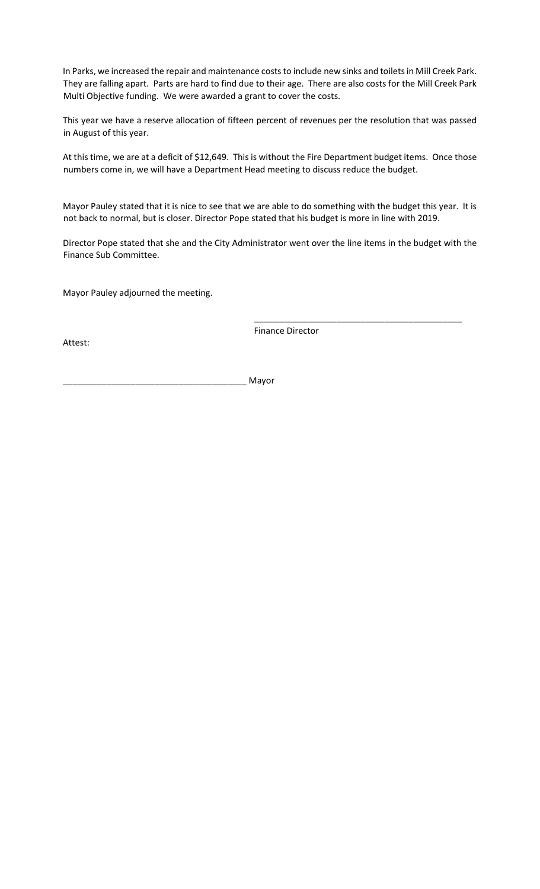In Parks, we increased the repair and maintenance costs to include new sinks and toilets in Mill Creek Park. They are falling apart. Parts are hard to find due to their age. There are also costs for the Mill Creek Park Multi Objective funding. We were awarded a grant to cover the costs.

This year we have a reserve allocation of fifteen percent of revenues per the resolution that was passed in August of this year.

At this time, we are at a deficit of $12,649. This is without the Fire Department budget items. Once those numbers come in, we will have a Department Head meeting to discuss reduce the budget.

Mayor Pauley stated that it is nice to see that we are able to do something with the budget this year. It is not back to normal, but is closer. Director Pope stated that his budget is more in line with 2019.

Director Pope stated that she and the City Administrator went over the line items in the budget with the Finance Sub Committee.

Mayor Pauley adjourned the meeting.

\_\_\_\_\_\_\_\_\_\_\_\_\_\_\_\_\_\_\_\_\_\_\_\_\_\_\_\_\_\_\_\_\_\_\_\_\_\_\_\_\_\_\_\_

Finance Director

Attest:

\_\_\_\_\_\_\_\_\_\_\_\_\_\_\_\_\_\_\_\_\_\_\_\_\_\_\_\_\_\_\_\_\_\_\_\_\_\_ Mayor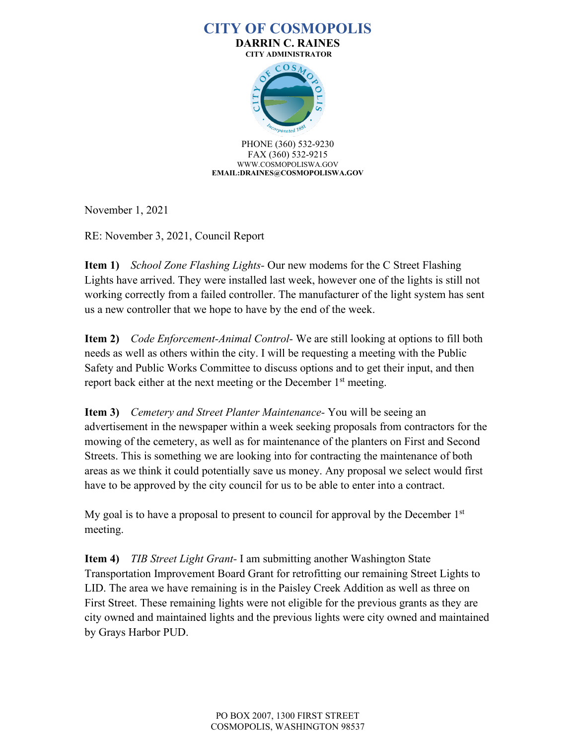# CITY OF COSMOPOLIS

**DARRIN C. RAINES**
**CITY ADMINISTRATOR**

PHONE (360) 532-9230
FAX (360) 532-9215
WWW.COSMOPOLISWA.GOV
**EMAIL:DRAINES@COSMOPOLISWA.GOV**

November 1, 2021

RE: November 3, 2021, Council Report

**Item 1)** *School Zone Flashing Lights*- Our new modems for the C Street Flashing Lights have arrived. They were installed last week, however one of the lights is still not working correctly from a failed controller. The manufacturer of the light system has sent us a new controller that we hope to have by the end of the week.

**Item 2)** *Code Enforcement-Animal Control*- We are still looking at options to fill both needs as well as others within the city. I will be requesting a meeting with the Public Safety and Public Works Committee to discuss options and to get their input, and then report back either at the next meeting or the December 1st meeting.

**Item 3)** *Cemetery and Street Planter Maintenance*- You will be seeing an advertisement in the newspaper within a week seeking proposals from contractors for the mowing of the cemetery, as well as for maintenance of the planters on First and Second Streets. This is something we are looking into for contracting the maintenance of both areas as we think it could potentially save us money. Any proposal we select would first have to be approved by the city council for us to be able to enter into a contract.

My goal is to have a proposal to present to council for approval by the December 1st meeting.

**Item 4)** *TIB Street Light Grant*- I am submitting another Washington State Transportation Improvement Board Grant for retrofitting our remaining Street Lights to LID. The area we have remaining is in the Paisley Creek Addition as well as three on First Street. These remaining lights were not eligible for the previous grants as they are city owned and maintained lights and the previous lights were city owned and maintained by Grays Harbor PUD.

PO BOX 2007, 1300 FIRST STREET
COSMOPOLIS, WASHINGTON 98537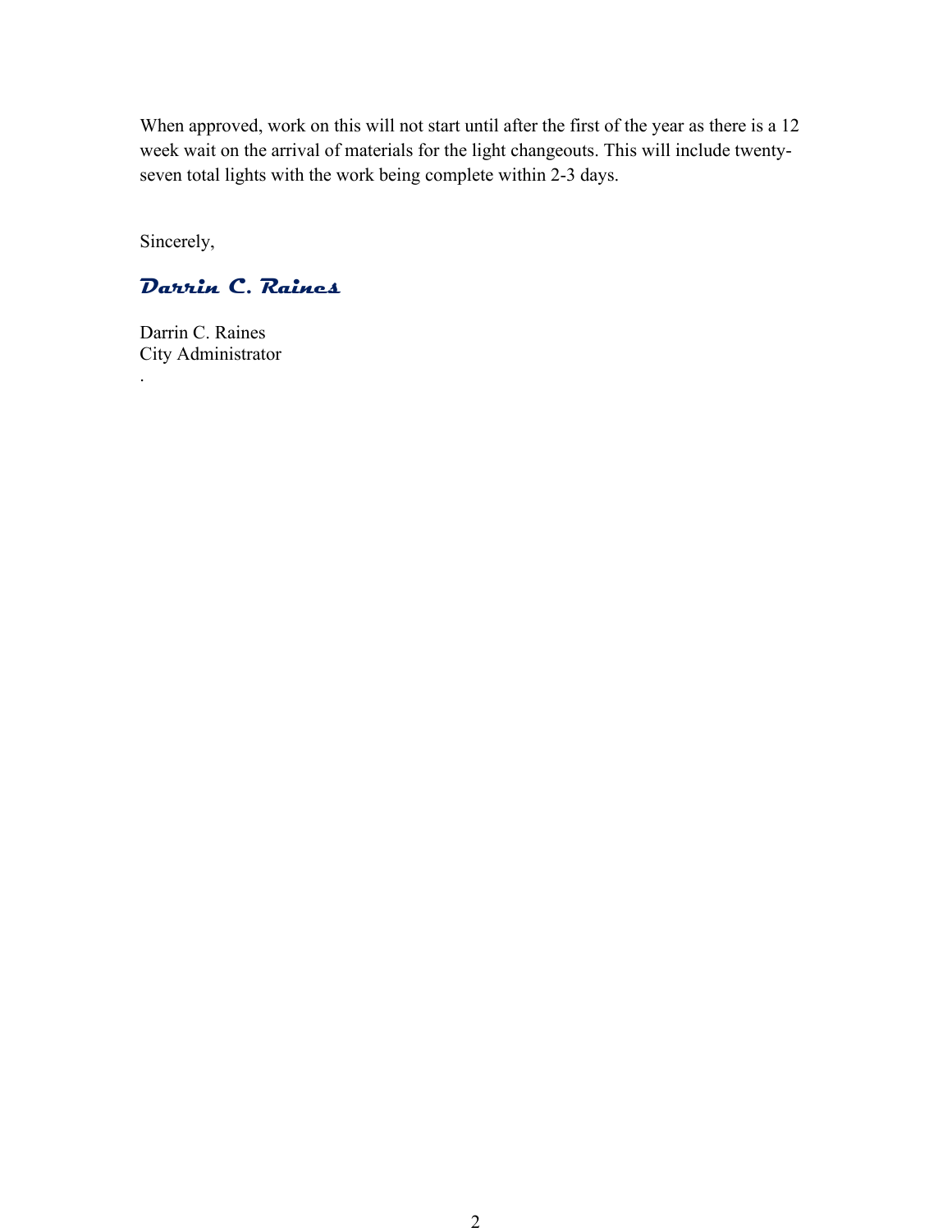When approved, work on this will not start until after the first of the year as there is a 12 week wait on the arrival of materials for the light changeouts. This will include twenty-seven total lights with the work being complete within 2-3 days.

Sincerely,

*Darrin C. Raines*

Darrin C. Raines
City Administrator
.